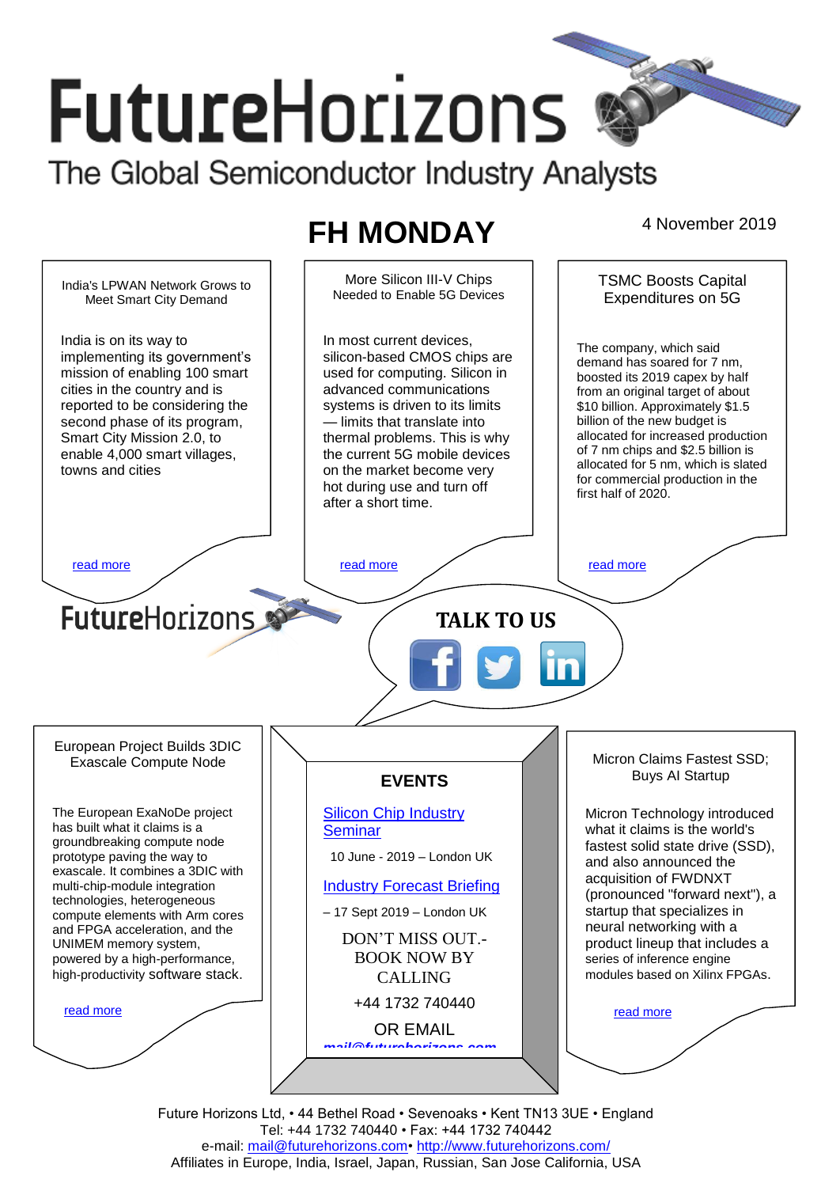# FutureHorizons

The Global Semiconductor Industry Analysts

## FH MONDAY

4 November 2019

### India's LPWAN Network Grows to Meet Smart City Demand

India is on its way to implementing its government's mission of enabling 100 smart cities in the country and is reported to be considering the second phase of its program, Smart City Mission 2.0, to enable 4,000 smart villages, towns and cities

read more

### More Silicon III-V Chips Needed to Enable 5G Devices

In most current devices, silicon-based CMOS chips are used for computing. Silicon in advanced communications systems is driven to its limits — limits that translate into thermal problems. This is why the current 5G mobile devices on the market become very hot during use and turn off after a short time.

read more

### TSMC Boosts Capital Expenditures on 5G

The company, which said demand has soared for 7 nm, boosted its 2019 capex by half from an original target of about $10 billion. Approximately $1.5 billion of the new budget is allocated for increased production of 7 nm chips and $2.5 billion is allocated for 5 nm, which is slated for commercial production in the first half of 2020.

read more

FutureHorizons

**TALK TO US**

### European Project Builds 3DIC Exascale Compute Node

The European ExaNoDe project has built what it claims is a groundbreaking compute node prototype paving the way to exascale. It combines a 3DIC with multi-chip-module integration technologies, heterogeneous compute elements with Arm cores and FPGA acceleration, and the UNIMEM memory system, powered by a high-performance, high-productivity software stack.

read more

### EVENTS

Silicon Chip Industry Seminar

10 June - 2019 – London UK

Industry Forecast Briefing

– 17 Sept 2019 – London UK

DON'T MISS OUT.- BOOK NOW BY CALLING

+44 1732 740440

OR EMAIL

mail@futurehorizons.com

### Micron Claims Fastest SSD; Buys AI Startup

Micron Technology introduced what it claims is the world's fastest solid state drive (SSD), and also announced the acquisition of FWDNXT (pronounced "forward next"), a startup that specializes in neural networking with a product lineup that includes a series of inference engine modules based on Xilinx FPGAs.

read more

Future Horizons Ltd, • 44 Bethel Road • Sevenoaks • Kent TN13 3UE • England
Tel: +44 1732 740440 • Fax: +44 1732 740442
e-mail: mail@futurehorizons.com• http://www.futurehorizons.com/
Affiliates in Europe, India, Israel, Japan, Russian, San Jose California, USA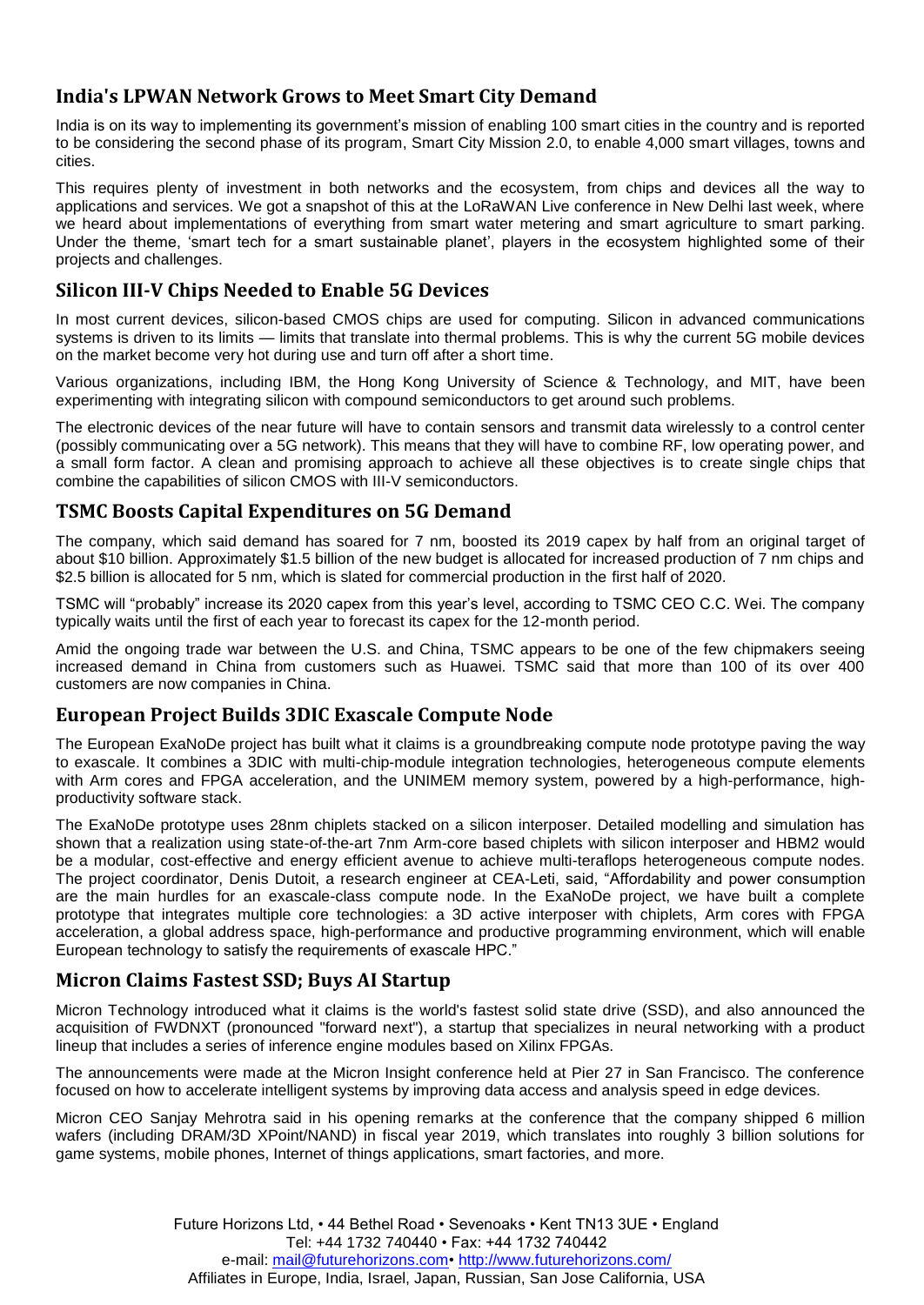## India's LPWAN Network Grows to Meet Smart City Demand

India is on its way to implementing its government's mission of enabling 100 smart cities in the country and is reported to be considering the second phase of its program, Smart City Mission 2.0, to enable 4,000 smart villages, towns and cities.

This requires plenty of investment in both networks and the ecosystem, from chips and devices all the way to applications and services. We got a snapshot of this at the LoRaWAN Live conference in New Delhi last week, where we heard about implementations of everything from smart water metering and smart agriculture to smart parking. Under the theme, 'smart tech for a smart sustainable planet', players in the ecosystem highlighted some of their projects and challenges.

## Silicon III-V Chips Needed to Enable 5G Devices

In most current devices, silicon-based CMOS chips are used for computing. Silicon in advanced communications systems is driven to its limits — limits that translate into thermal problems. This is why the current 5G mobile devices on the market become very hot during use and turn off after a short time.

Various organizations, including IBM, the Hong Kong University of Science & Technology, and MIT, have been experimenting with integrating silicon with compound semiconductors to get around such problems.

The electronic devices of the near future will have to contain sensors and transmit data wirelessly to a control center (possibly communicating over a 5G network). This means that they will have to combine RF, low operating power, and a small form factor. A clean and promising approach to achieve all these objectives is to create single chips that combine the capabilities of silicon CMOS with III-V semiconductors.

## TSMC Boosts Capital Expenditures on 5G Demand

The company, which said demand has soared for 7 nm, boosted its 2019 capex by half from an original target of about $10 billion. Approximately $1.5 billion of the new budget is allocated for increased production of 7 nm chips and $2.5 billion is allocated for 5 nm, which is slated for commercial production in the first half of 2020.

TSMC will "probably" increase its 2020 capex from this year's level, according to TSMC CEO C.C. Wei. The company typically waits until the first of each year to forecast its capex for the 12-month period.

Amid the ongoing trade war between the U.S. and China, TSMC appears to be one of the few chipmakers seeing increased demand in China from customers such as Huawei. TSMC said that more than 100 of its over 400 customers are now companies in China.

## European Project Builds 3DIC Exascale Compute Node

The European ExaNoDe project has built what it claims is a groundbreaking compute node prototype paving the way to exascale. It combines a 3DIC with multi-chip-module integration technologies, heterogeneous compute elements with Arm cores and FPGA acceleration, and the UNIMEM memory system, powered by a high-performance, high-productivity software stack.

The ExaNoDe prototype uses 28nm chiplets stacked on a silicon interposer. Detailed modelling and simulation has shown that a realization using state-of-the-art 7nm Arm-core based chiplets with silicon interposer and HBM2 would be a modular, cost-effective and energy efficient avenue to achieve multi-teraflops heterogeneous compute nodes. The project coordinator, Denis Dutoit, a research engineer at CEA-Leti, said, "Affordability and power consumption are the main hurdles for an exascale-class compute node. In the ExaNoDe project, we have built a complete prototype that integrates multiple core technologies: a 3D active interposer with chiplets, Arm cores with FPGA acceleration, a global address space, high-performance and productive programming environment, which will enable European technology to satisfy the requirements of exascale HPC."

## Micron Claims Fastest SSD; Buys AI Startup

Micron Technology introduced what it claims is the world's fastest solid state drive (SSD), and also announced the acquisition of FWDNXT (pronounced "forward next"), a startup that specializes in neural networking with a product lineup that includes a series of inference engine modules based on Xilinx FPGAs.

The announcements were made at the Micron Insight conference held at Pier 27 in San Francisco. The conference focused on how to accelerate intelligent systems by improving data access and analysis speed in edge devices.

Micron CEO Sanjay Mehrotra said in his opening remarks at the conference that the company shipped 6 million wafers (including DRAM/3D XPoint/NAND) in fiscal year 2019, which translates into roughly 3 billion solutions for game systems, mobile phones, Internet of things applications, smart factories, and more.